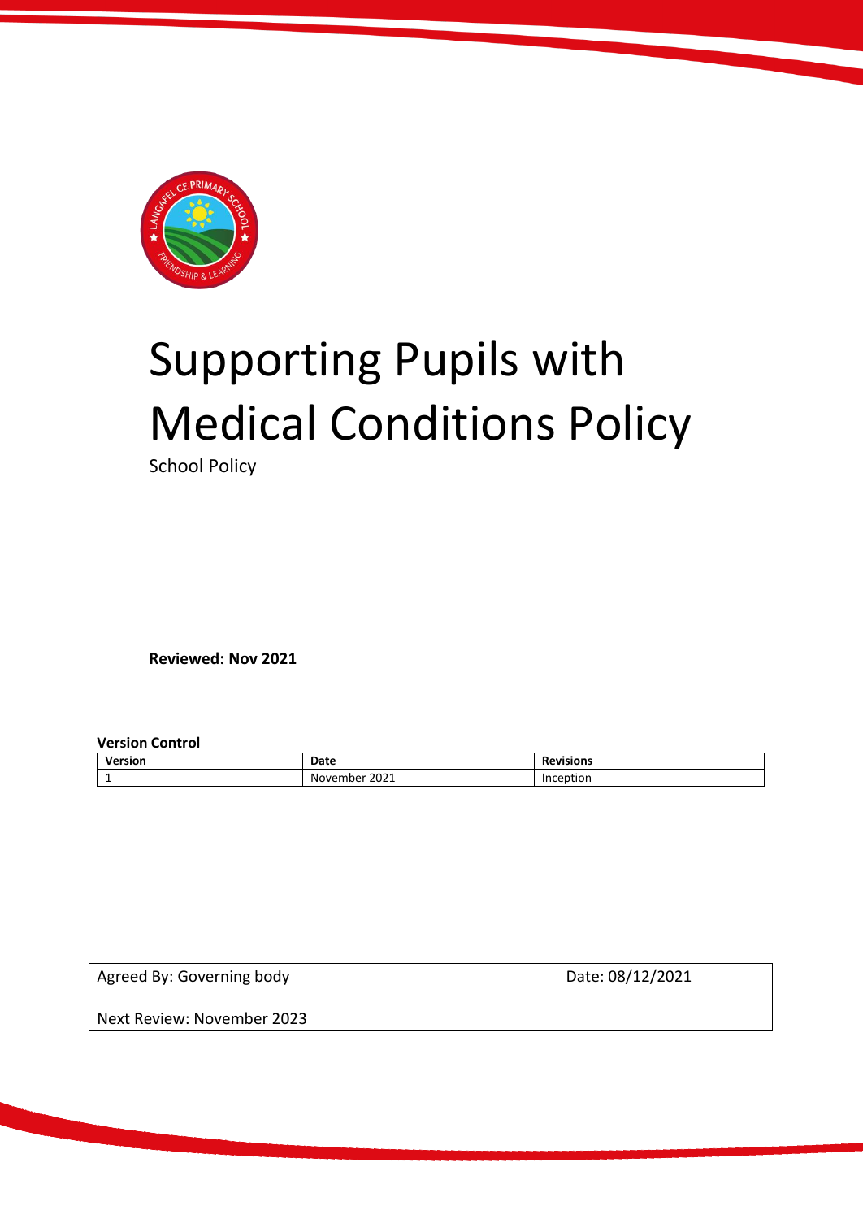# Supporting Pupils with Medical Conditions Policy

School Policy

**Reviewed: Nov 2021**

**Version Control**

| Version | Date | Revisions |
|---|---|---|
| 1 | November 2021 | Inception |

| Agreed By: Governing body | Date: 08/12/2021 |
|---|---|
| Next Review: November 2023 | |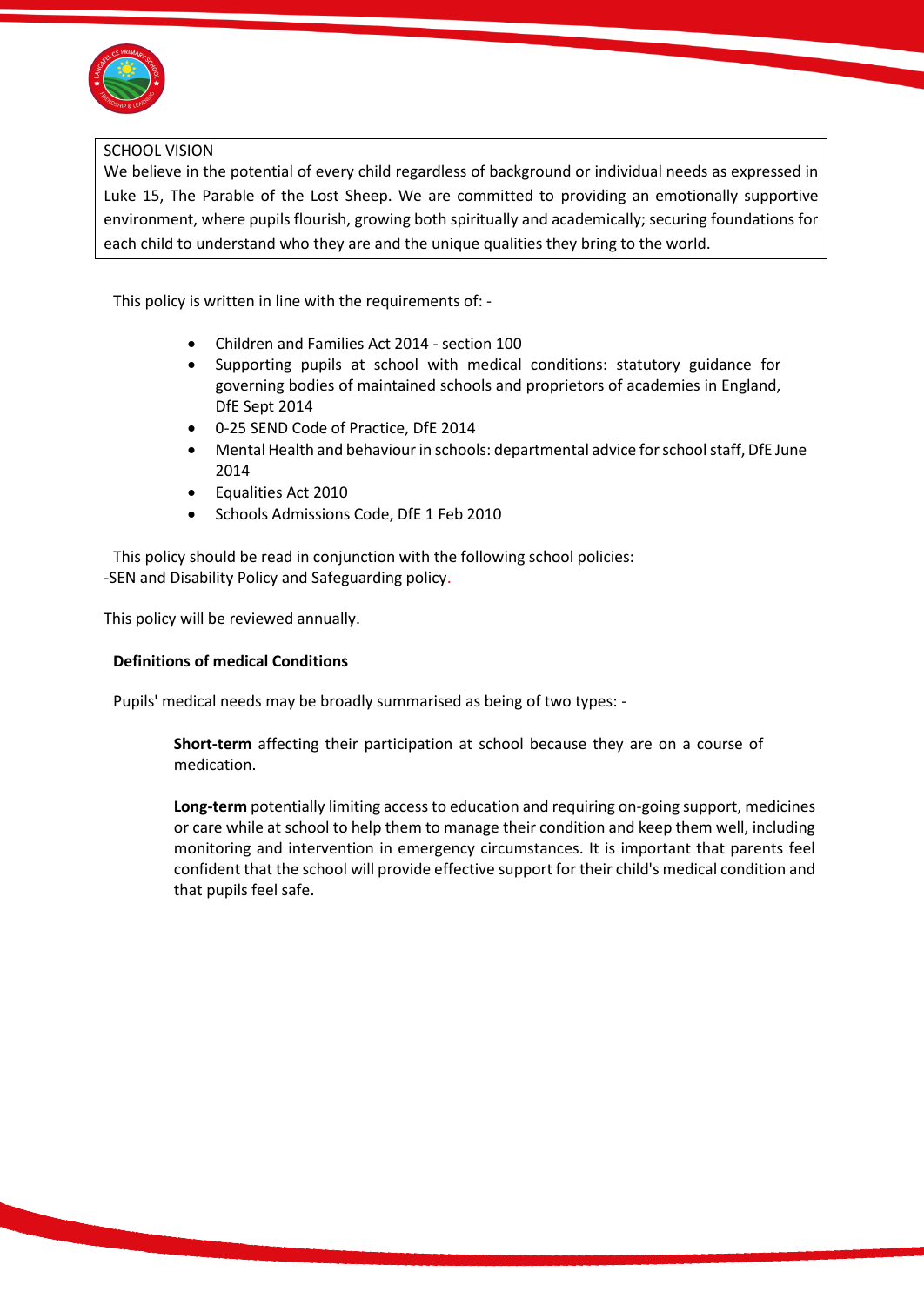SCHOOL VISION

We believe in the potential of every child regardless of background or individual needs as expressed in Luke 15, The Parable of the Lost Sheep. We are committed to providing an emotionally supportive environment, where pupils flourish, growing both spiritually and academically; securing foundations for each child to understand who they are and the unique qualities they bring to the world.

This policy is written in line with the requirements of: -

- Children and Families Act 2014 - section 100
- Supporting pupils at school with medical conditions: statutory guidance for governing bodies of maintained schools and proprietors of academies in England, DfE Sept 2014
- 0-25 SEND Code of Practice, DfE 2014
- Mental Health and behaviour in schools: departmental advice for school staff, DfE June 2014
- Equalities Act 2010
- Schools Admissions Code, DfE 1 Feb 2010

This policy should be read in conjunction with the following school policies:
-SEN and Disability Policy and Safeguarding policy.

This policy will be reviewed annually.

**Definitions of medical Conditions**

Pupils' medical needs may be broadly summarised as being of two types: -

**Short-term** affecting their participation at school because they are on a course of medication.

**Long-term** potentially limiting access to education and requiring on-going support, medicines or care while at school to help them to manage their condition and keep them well, including monitoring and intervention in emergency circumstances. It is important that parents feel confident that the school will provide effective support for their child's medical condition and that pupils feel safe.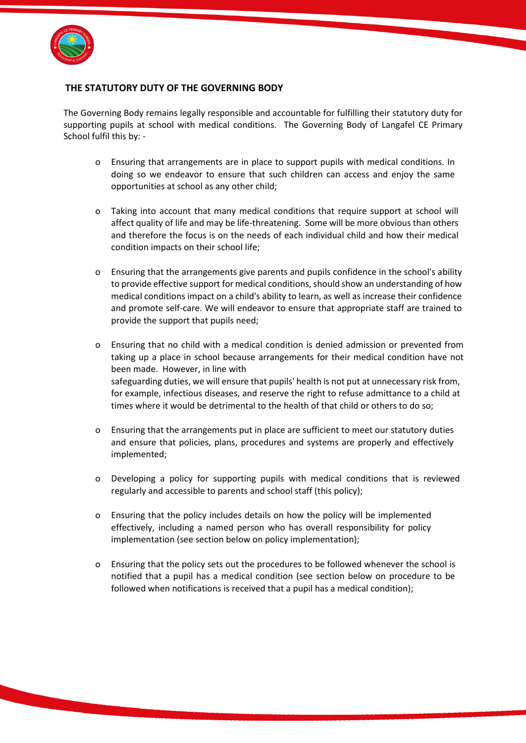## THE STATUTORY DUTY OF THE GOVERNING BODY

The Governing Body remains legally responsible and accountable for fulfilling their statutory duty for supporting pupils at school with medical conditions. The Governing Body of Langafel CE Primary School fulfil this by: -

- Ensuring that arrangements are in place to support pupils with medical conditions. In doing so we endeavor to ensure that such children can access and enjoy the same opportunities at school as any other child;

- Taking into account that many medical conditions that require support at school will affect quality of life and may be life-threatening. Some will be more obvious than others and therefore the focus is on the needs of each individual child and how their medical condition impacts on their school life;

- Ensuring that the arrangements give parents and pupils confidence in the school's ability to provide effective support for medical conditions, should show an understanding of how medical conditions impact on a child's ability to learn, as well as increase their confidence and promote self-care. We will endeavor to ensure that appropriate staff are trained to provide the support that pupils need;

- Ensuring that no child with a medical condition is denied admission or prevented from taking up a place in school because arrangements for their medical condition have not been made. However, in line with safeguarding duties, we will ensure that pupils' health is not put at unnecessary risk from, for example, infectious diseases, and reserve the right to refuse admittance to a child at times where it would be detrimental to the health of that child or others to do so;

- Ensuring that the arrangements put in place are sufficient to meet our statutory duties and ensure that policies, plans, procedures and systems are properly and effectively implemented;

- Developing a policy for supporting pupils with medical conditions that is reviewed regularly and accessible to parents and school staff (this policy);

- Ensuring that the policy includes details on how the policy will be implemented effectively, including a named person who has overall responsibility for policy implementation (see section below on policy implementation);

- Ensuring that the policy sets out the procedures to be followed whenever the school is notified that a pupil has a medical condition (see section below on procedure to be followed when notifications is received that a pupil has a medical condition);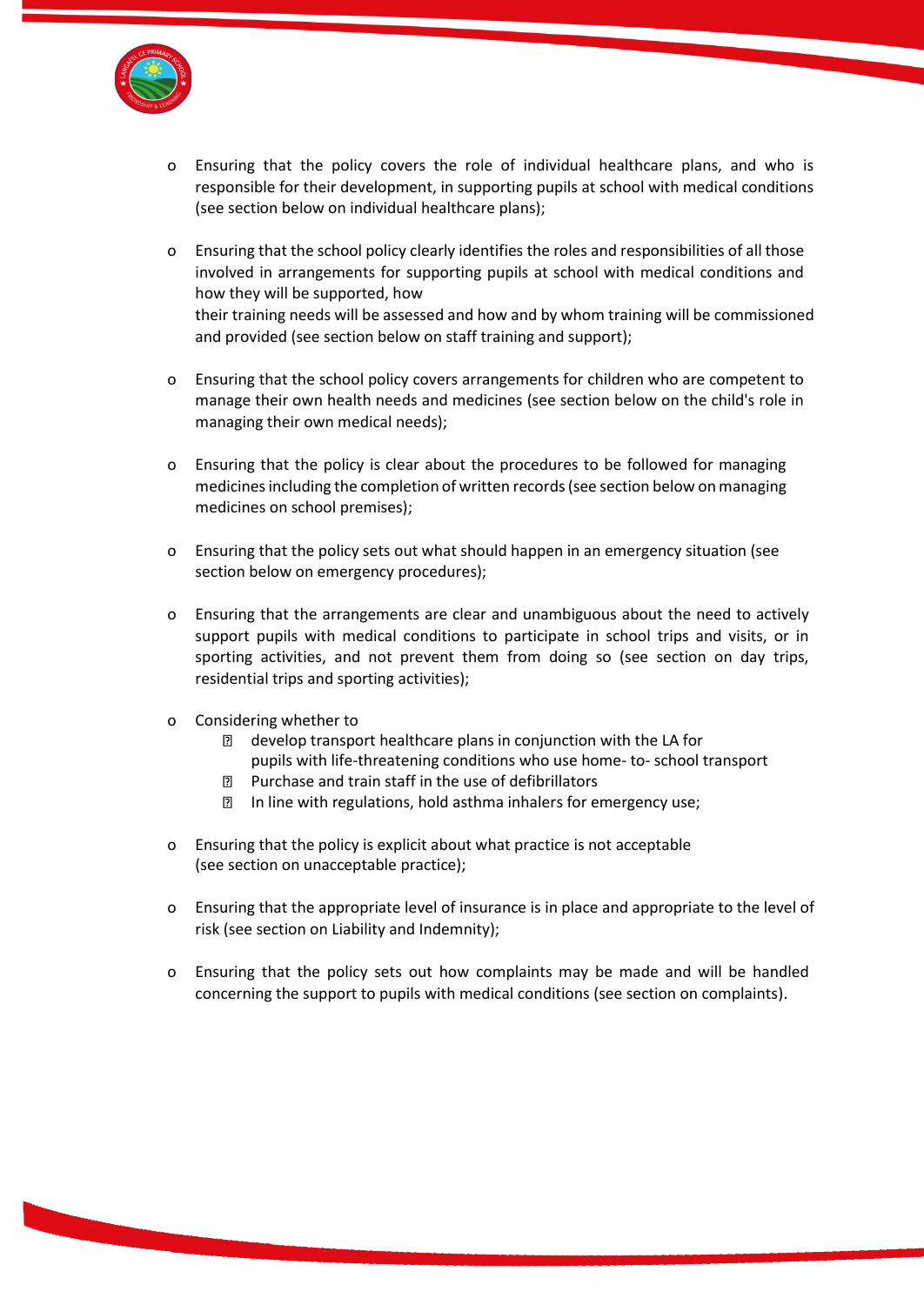- Ensuring that the policy covers the role of individual healthcare plans, and who is responsible for their development, in supporting pupils at school with medical conditions (see section below on individual healthcare plans);

- Ensuring that the school policy clearly identifies the roles and responsibilities of all those involved in arrangements for supporting pupils at school with medical conditions and how they will be supported, how
their training needs will be assessed and how and by whom training will be commissioned and provided (see section below on staff training and support);

- Ensuring that the school policy covers arrangements for children who are competent to manage their own health needs and medicines (see section below on the child's role in managing their own medical needs);

- Ensuring that the policy is clear about the procedures to be followed for managing medicines including the completion of written records (see section below on managing medicines on school premises);

- Ensuring that the policy sets out what should happen in an emergency situation (see section below on emergency procedures);

- Ensuring that the arrangements are clear and unambiguous about the need to actively support pupils with medical conditions to participate in school trips and visits, or in sporting activities, and not prevent them from doing so (see section on day trips, residential trips and sporting activities);

- Considering whether to
  - develop transport healthcare plans in conjunction with the LA for pupils with life-threatening conditions who use home- to- school transport
  - Purchase and train staff in the use of defibrillators
  - In line with regulations, hold asthma inhalers for emergency use;

- Ensuring that the policy is explicit about what practice is not acceptable (see section on unacceptable practice);

- Ensuring that the appropriate level of insurance is in place and appropriate to the level of risk (see section on Liability and Indemnity);

- Ensuring that the policy sets out how complaints may be made and will be handled concerning the support to pupils with medical conditions (see section on complaints).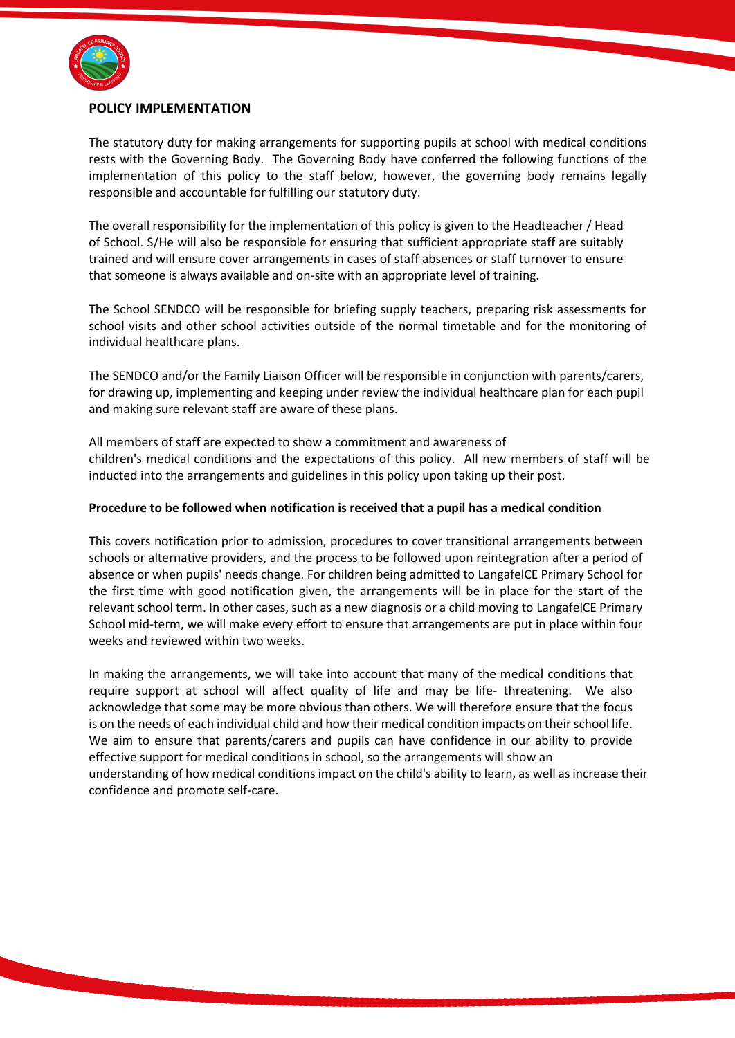**POLICY IMPLEMENTATION**

The statutory duty for making arrangements for supporting pupils at school with medical conditions rests with the Governing Body. The Governing Body have conferred the following functions of the implementation of this policy to the staff below, however, the governing body remains legally responsible and accountable for fulfilling our statutory duty.

The overall responsibility for the implementation of this policy is given to the Headteacher / Head of School. S/He will also be responsible for ensuring that sufficient appropriate staff are suitably trained and will ensure cover arrangements in cases of staff absences or staff turnover to ensure that someone is always available and on-site with an appropriate level of training.

The School SENDCO will be responsible for briefing supply teachers, preparing risk assessments for school visits and other school activities outside of the normal timetable and for the monitoring of individual healthcare plans.

The SENDCO and/or the Family Liaison Officer will be responsible in conjunction with parents/carers, for drawing up, implementing and keeping under review the individual healthcare plan for each pupil and making sure relevant staff are aware of these plans.

All members of staff are expected to show a commitment and awareness of children's medical conditions and the expectations of this policy. All new members of staff will be inducted into the arrangements and guidelines in this policy upon taking up their post.

**Procedure to be followed when notification is received that a pupil has a medical condition**

This covers notification prior to admission, procedures to cover transitional arrangements between schools or alternative providers, and the process to be followed upon reintegration after a period of absence or when pupils' needs change. For children being admitted to LangafelCE Primary School for the first time with good notification given, the arrangements will be in place for the start of the relevant school term. In other cases, such as a new diagnosis or a child moving to LangafelCE Primary School mid-term, we will make every effort to ensure that arrangements are put in place within four weeks and reviewed within two weeks.

In making the arrangements, we will take into account that many of the medical conditions that require support at school will affect quality of life and may be life- threatening. We also acknowledge that some may be more obvious than others. We will therefore ensure that the focus is on the needs of each individual child and how their medical condition impacts on their school life. We aim to ensure that parents/carers and pupils can have confidence in our ability to provide effective support for medical conditions in school, so the arrangements will show an understanding of how medical conditions impact on the child's ability to learn, as well as increase their confidence and promote self-care.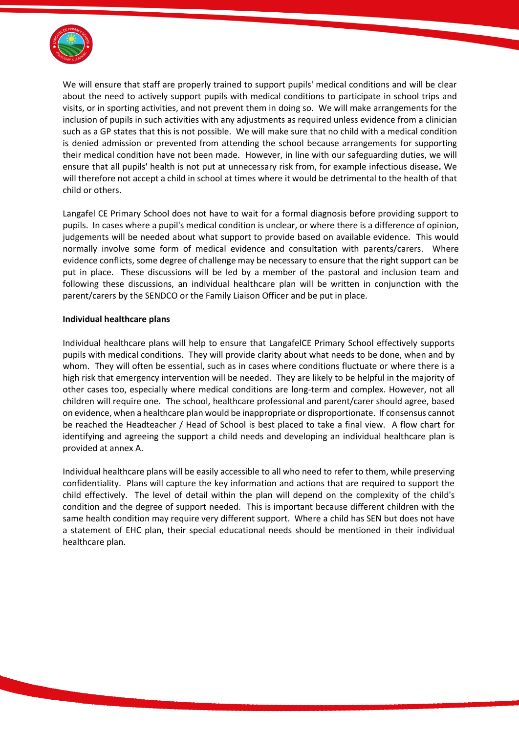We will ensure that staff are properly trained to support pupils' medical conditions and will be clear about the need to actively support pupils with medical conditions to participate in school trips and visits, or in sporting activities, and not prevent them in doing so. We will make arrangements for the inclusion of pupils in such activities with any adjustments as required unless evidence from a clinician such as a GP states that this is not possible. We will make sure that no child with a medical condition is denied admission or prevented from attending the school because arrangements for supporting their medical condition have not been made. However, in line with our safeguarding duties, we will ensure that all pupils' health is not put at unnecessary risk from, for example infectious disease**.** We will therefore not accept a child in school at times where it would be detrimental to the health of that child or others.

Langafel CE Primary School does not have to wait for a formal diagnosis before providing support to pupils. In cases where a pupil's medical condition is unclear, or where there is a difference of opinion, judgements will be needed about what support to provide based on available evidence. This would normally involve some form of medical evidence and consultation with parents/carers. Where evidence conflicts, some degree of challenge may be necessary to ensure that the right support can be put in place. These discussions will be led by a member of the pastoral and inclusion team and following these discussions, an individual healthcare plan will be written in conjunction with the parent/carers by the SENDCO or the Family Liaison Officer and be put in place.

**Individual healthcare plans**

Individual healthcare plans will help to ensure that LangafelCE Primary School effectively supports pupils with medical conditions. They will provide clarity about what needs to be done, when and by whom. They will often be essential, such as in cases where conditions fluctuate or where there is a high risk that emergency intervention will be needed. They are likely to be helpful in the majority of other cases too, especially where medical conditions are long-term and complex. However, not all children will require one. The school, healthcare professional and parent/carer should agree, based on evidence, when a healthcare plan would be inappropriate or disproportionate. If consensus cannot be reached the Headteacher / Head of School is best placed to take a final view. A flow chart for identifying and agreeing the support a child needs and developing an individual healthcare plan is provided at annex A.

Individual healthcare plans will be easily accessible to all who need to refer to them, while preserving confidentiality. Plans will capture the key information and actions that are required to support the child effectively. The level of detail within the plan will depend on the complexity of the child's condition and the degree of support needed. This is important because different children with the same health condition may require very different support. Where a child has SEN but does not have a statement of EHC plan, their special educational needs should be mentioned in their individual healthcare plan.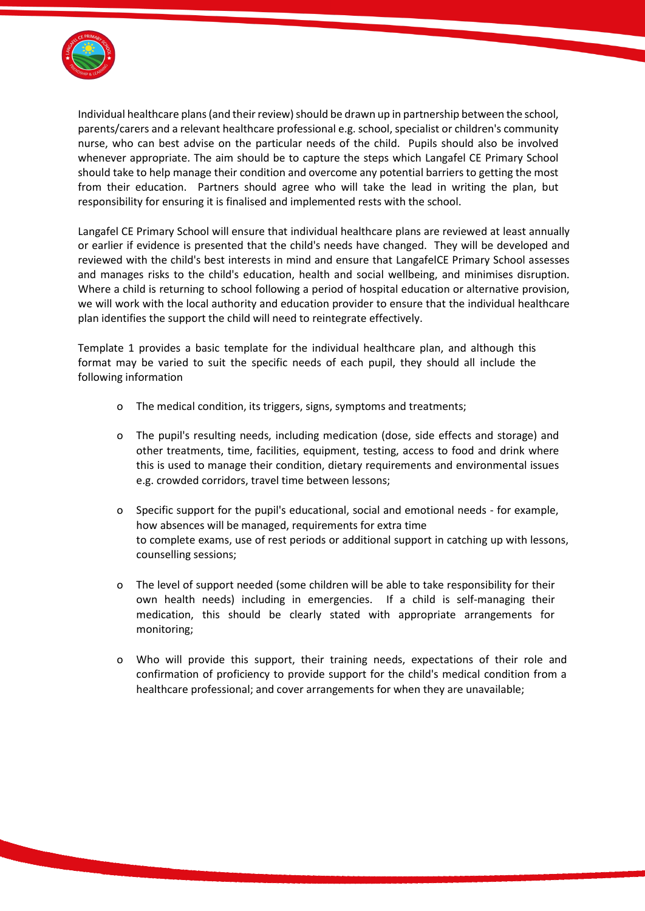Individual healthcare plans (and their review) should be drawn up in partnership between the school, parents/carers and a relevant healthcare professional e.g. school, specialist or children's community nurse, who can best advise on the particular needs of the child. Pupils should also be involved whenever appropriate. The aim should be to capture the steps which Langafel CE Primary School should take to help manage their condition and overcome any potential barriers to getting the most from their education. Partners should agree who will take the lead in writing the plan, but responsibility for ensuring it is finalised and implemented rests with the school.

Langafel CE Primary School will ensure that individual healthcare plans are reviewed at least annually or earlier if evidence is presented that the child's needs have changed. They will be developed and reviewed with the child's best interests in mind and ensure that LangafelCE Primary School assesses and manages risks to the child's education, health and social wellbeing, and minimises disruption. Where a child is returning to school following a period of hospital education or alternative provision, we will work with the local authority and education provider to ensure that the individual healthcare plan identifies the support the child will need to reintegrate effectively.

Template 1 provides a basic template for the individual healthcare plan, and although this format may be varied to suit the specific needs of each pupil, they should all include the following information

- The medical condition, its triggers, signs, symptoms and treatments;
- The pupil's resulting needs, including medication (dose, side effects and storage) and other treatments, time, facilities, equipment, testing, access to food and drink where this is used to manage their condition, dietary requirements and environmental issues e.g. crowded corridors, travel time between lessons;
- Specific support for the pupil's educational, social and emotional needs - for example, how absences will be managed, requirements for extra time to complete exams, use of rest periods or additional support in catching up with lessons, counselling sessions;
- The level of support needed (some children will be able to take responsibility for their own health needs) including in emergencies. If a child is self-managing their medication, this should be clearly stated with appropriate arrangements for monitoring;
- Who will provide this support, their training needs, expectations of their role and confirmation of proficiency to provide support for the child's medical condition from a healthcare professional; and cover arrangements for when they are unavailable;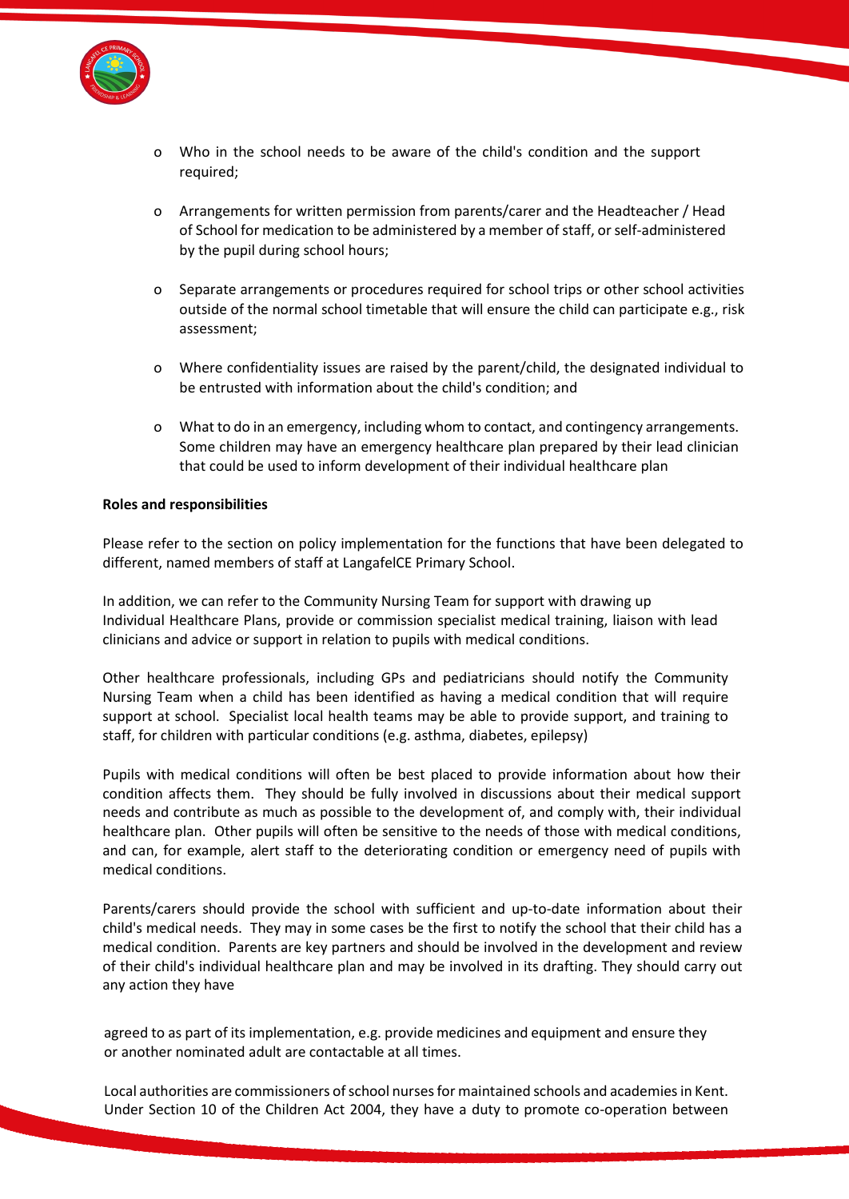- Who in the school needs to be aware of the child's condition and the support required;

- Arrangements for written permission from parents/carer and the Headteacher / Head of School for medication to be administered by a member of staff, or self-administered by the pupil during school hours;

- Separate arrangements or procedures required for school trips or other school activities outside of the normal school timetable that will ensure the child can participate e.g., risk assessment;

- Where confidentiality issues are raised by the parent/child, the designated individual to be entrusted with information about the child's condition; and

- What to do in an emergency, including whom to contact, and contingency arrangements. Some children may have an emergency healthcare plan prepared by their lead clinician that could be used to inform development of their individual healthcare plan

**Roles and responsibilities**

Please refer to the section on policy implementation for the functions that have been delegated to different, named members of staff at LangafelCE Primary School.

In addition, we can refer to the Community Nursing Team for support with drawing up Individual Healthcare Plans, provide or commission specialist medical training, liaison with lead clinicians and advice or support in relation to pupils with medical conditions.

Other healthcare professionals, including GPs and pediatricians should notify the Community Nursing Team when a child has been identified as having a medical condition that will require support at school. Specialist local health teams may be able to provide support, and training to staff, for children with particular conditions (e.g. asthma, diabetes, epilepsy)

Pupils with medical conditions will often be best placed to provide information about how their condition affects them. They should be fully involved in discussions about their medical support needs and contribute as much as possible to the development of, and comply with, their individual healthcare plan. Other pupils will often be sensitive to the needs of those with medical conditions, and can, for example, alert staff to the deteriorating condition or emergency need of pupils with medical conditions.

Parents/carers should provide the school with sufficient and up-to-date information about their child's medical needs. They may in some cases be the first to notify the school that their child has a medical condition. Parents are key partners and should be involved in the development and review of their child's individual healthcare plan and may be involved in its drafting. They should carry out any action they have

agreed to as part of its implementation, e.g. provide medicines and equipment and ensure they or another nominated adult are contactable at all times.

Local authorities are commissioners of school nurses for maintained schools and academies in Kent. Under Section 10 of the Children Act 2004, they have a duty to promote co-operation between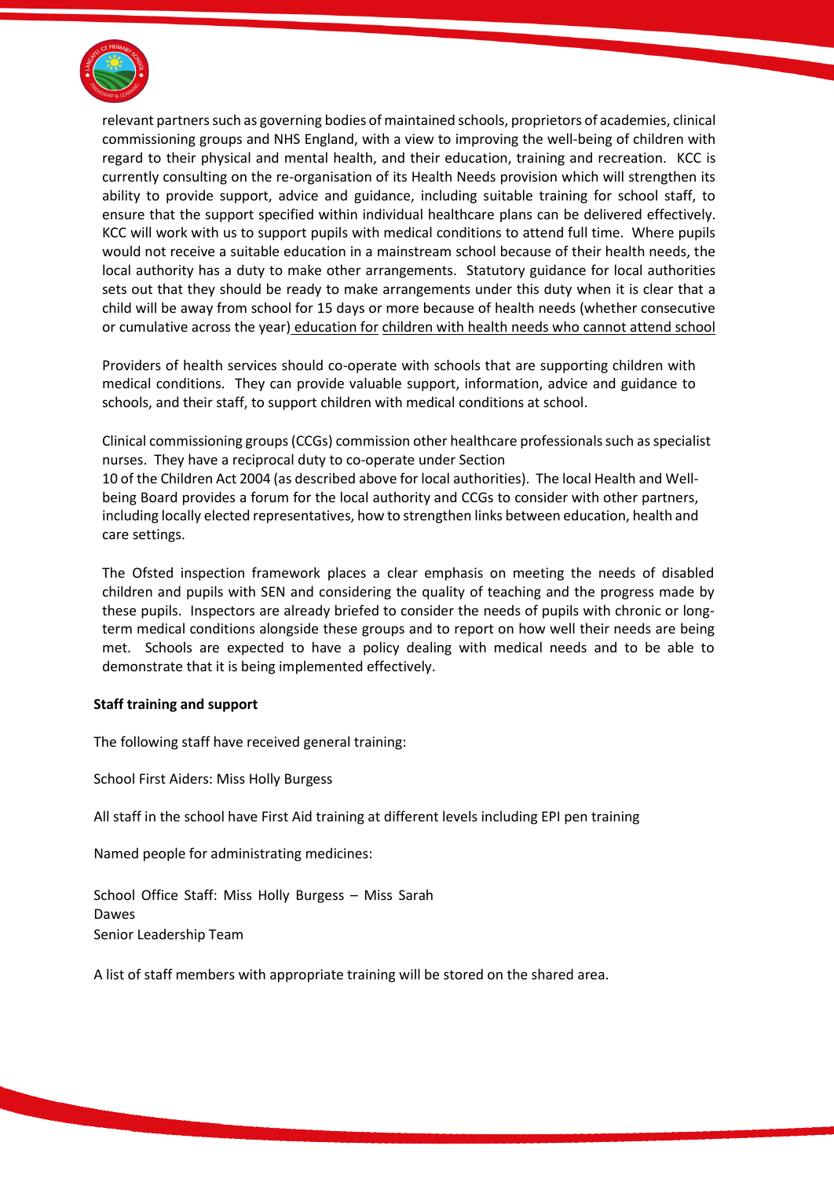relevant partners such as governing bodies of maintained schools, proprietors of academies, clinical commissioning groups and NHS England, with a view to improving the well-being of children with regard to their physical and mental health, and their education, training and recreation. KCC is currently consulting on the re-organisation of its Health Needs provision which will strengthen its ability to provide support, advice and guidance, including suitable training for school staff, to ensure that the support specified within individual healthcare plans can be delivered effectively. KCC will work with us to support pupils with medical conditions to attend full time. Where pupils would not receive a suitable education in a mainstream school because of their health needs, the local authority has a duty to make other arrangements. Statutory guidance for local authorities sets out that they should be ready to make arrangements under this duty when it is clear that a child will be away from school for 15 days or more because of health needs (whether consecutive or cumulative across the year) education for children with health needs who cannot attend school

Providers of health services should co-operate with schools that are supporting children with medical conditions. They can provide valuable support, information, advice and guidance to schools, and their staff, to support children with medical conditions at school.

Clinical commissioning groups (CCGs) commission other healthcare professionals such as specialist nurses. They have a reciprocal duty to co-operate under Section 10 of the Children Act 2004 (as described above for local authorities). The local Health and Well-being Board provides a forum for the local authority and CCGs to consider with other partners, including locally elected representatives, how to strengthen links between education, health and care settings.

The Ofsted inspection framework places a clear emphasis on meeting the needs of disabled children and pupils with SEN and considering the quality of teaching and the progress made by these pupils. Inspectors are already briefed to consider the needs of pupils with chronic or long-term medical conditions alongside these groups and to report on how well their needs are being met. Schools are expected to have a policy dealing with medical needs and to be able to demonstrate that it is being implemented effectively.

**Staff training and support**

The following staff have received general training:

School First Aiders: Miss Holly Burgess

All staff in the school have First Aid training at different levels including EPI pen training

Named people for administrating medicines:

School Office Staff: Miss Holly Burgess – Miss Sarah Dawes
Senior Leadership Team

A list of staff members with appropriate training will be stored on the shared area.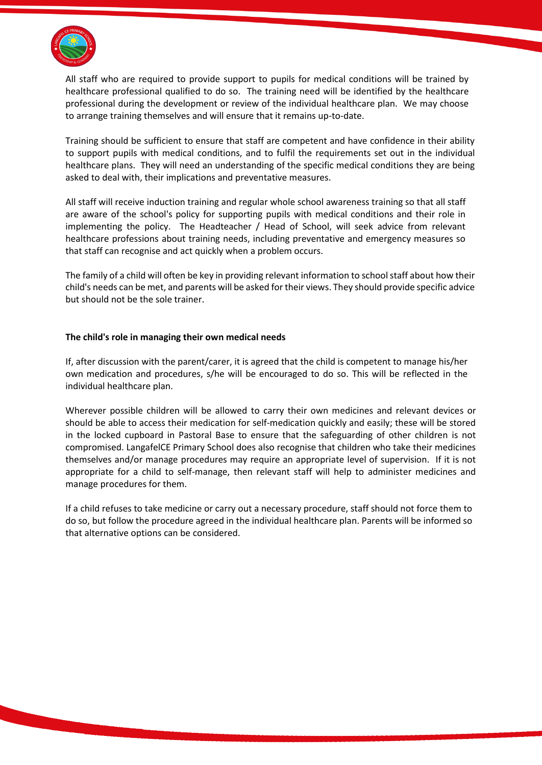All staff who are required to provide support to pupils for medical conditions will be trained by healthcare professional qualified to do so. The training need will be identified by the healthcare professional during the development or review of the individual healthcare plan. We may choose to arrange training themselves and will ensure that it remains up-to-date.

Training should be sufficient to ensure that staff are competent and have confidence in their ability to support pupils with medical conditions, and to fulfil the requirements set out in the individual healthcare plans. They will need an understanding of the specific medical conditions they are being asked to deal with, their implications and preventative measures.

All staff will receive induction training and regular whole school awareness training so that all staff are aware of the school's policy for supporting pupils with medical conditions and their role in implementing the policy. The Headteacher / Head of School, will seek advice from relevant healthcare professions about training needs, including preventative and emergency measures so that staff can recognise and act quickly when a problem occurs.

The family of a child will often be key in providing relevant information to school staff about how their child's needs can be met, and parents will be asked for their views. They should provide specific advice but should not be the sole trainer.

**The child's role in managing their own medical needs**

If, after discussion with the parent/carer, it is agreed that the child is competent to manage his/her own medication and procedures, s/he will be encouraged to do so. This will be reflected in the individual healthcare plan.

Wherever possible children will be allowed to carry their own medicines and relevant devices or should be able to access their medication for self-medication quickly and easily; these will be stored in the locked cupboard in Pastoral Base to ensure that the safeguarding of other children is not compromised. LangafelCE Primary School does also recognise that children who take their medicines themselves and/or manage procedures may require an appropriate level of supervision. If it is not appropriate for a child to self-manage, then relevant staff will help to administer medicines and manage procedures for them.

If a child refuses to take medicine or carry out a necessary procedure, staff should not force them to do so, but follow the procedure agreed in the individual healthcare plan. Parents will be informed so that alternative options can be considered.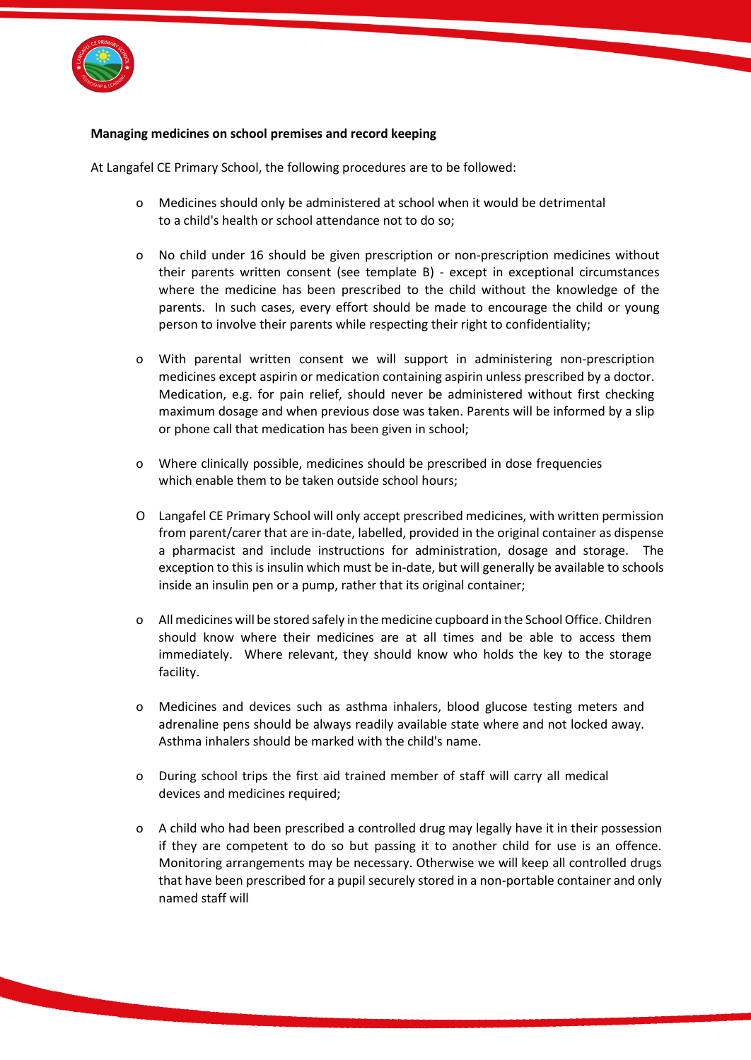**Managing medicines on school premises and record keeping**

At Langafel CE Primary School, the following procedures are to be followed:

- Medicines should only be administered at school when it would be detrimental to a child's health or school attendance not to do so;

- No child under 16 should be given prescription or non-prescription medicines without their parents written consent (see template B) - except in exceptional circumstances where the medicine has been prescribed to the child without the knowledge of the parents. In such cases, every effort should be made to encourage the child or young person to involve their parents while respecting their right to confidentiality;

- With parental written consent we will support in administering non-prescription medicines except aspirin or medication containing aspirin unless prescribed by a doctor. Medication, e.g. for pain relief, should never be administered without first checking maximum dosage and when previous dose was taken. Parents will be informed by a slip or phone call that medication has been given in school;

- Where clinically possible, medicines should be prescribed in dose frequencies which enable them to be taken outside school hours;

- Langafel CE Primary School will only accept prescribed medicines, with written permission from parent/carer that are in-date, labelled, provided in the original container as dispense a pharmacist and include instructions for administration, dosage and storage. The exception to this is insulin which must be in-date, but will generally be available to schools inside an insulin pen or a pump, rather that its original container;

- All medicines will be stored safely in the medicine cupboard in the School Office. Children should know where their medicines are at all times and be able to access them immediately. Where relevant, they should know who holds the key to the storage facility.

- Medicines and devices such as asthma inhalers, blood glucose testing meters and adrenaline pens should be always readily available state where and not locked away. Asthma inhalers should be marked with the child's name.

- During school trips the first aid trained member of staff will carry all medical devices and medicines required;

- A child who had been prescribed a controlled drug may legally have it in their possession if they are competent to do so but passing it to another child for use is an offence. Monitoring arrangements may be necessary. Otherwise we will keep all controlled drugs that have been prescribed for a pupil securely stored in a non-portable container and only named staff will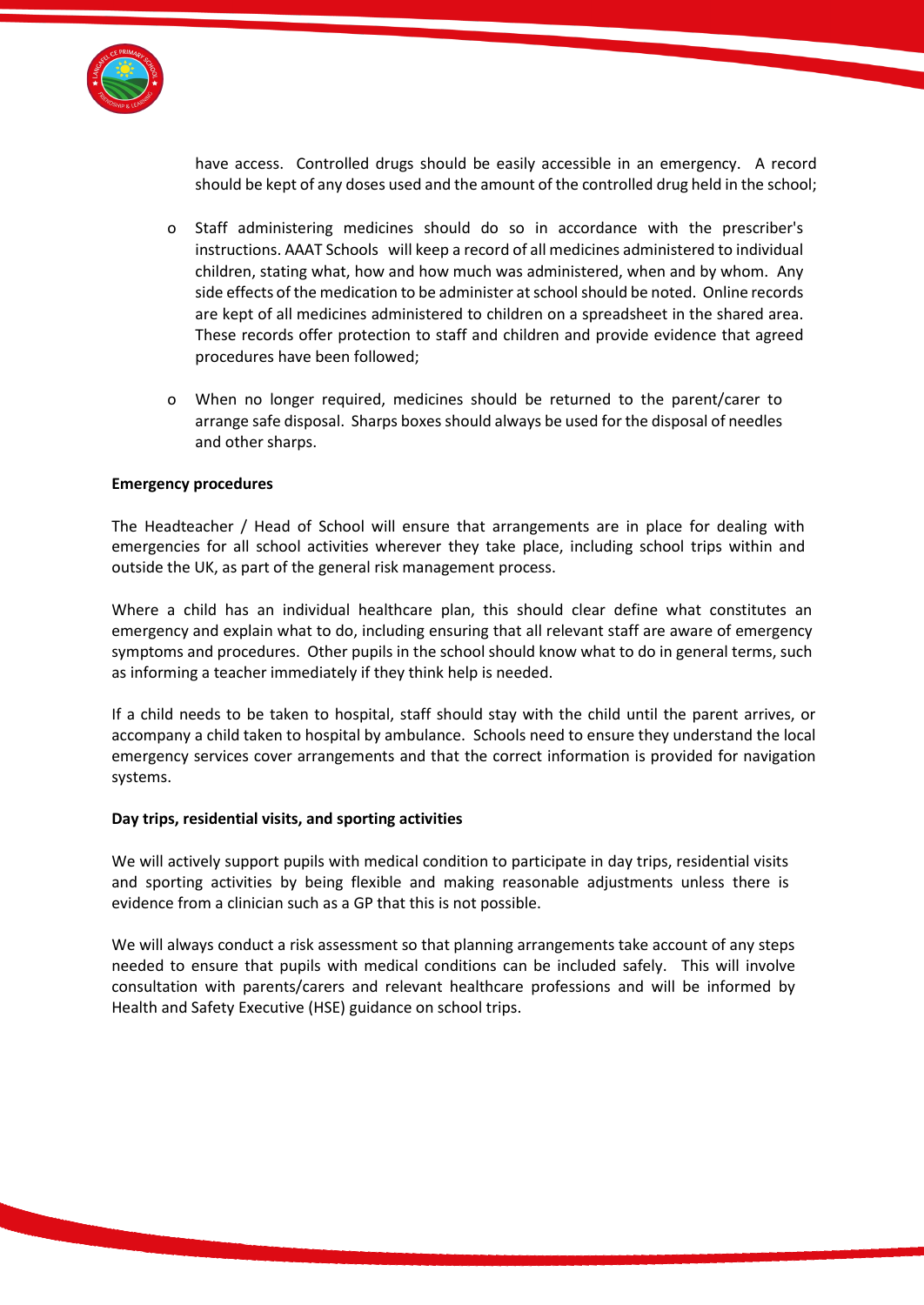have access. Controlled drugs should be easily accessible in an emergency. A record should be kept of any doses used and the amount of the controlled drug held in the school;

- Staff administering medicines should do so in accordance with the prescriber's instructions. AAAT Schools will keep a record of all medicines administered to individual children, stating what, how and how much was administered, when and by whom. Any side effects of the medication to be administer at school should be noted. Online records are kept of all medicines administered to children on a spreadsheet in the shared area. These records offer protection to staff and children and provide evidence that agreed procedures have been followed;

- When no longer required, medicines should be returned to the parent/carer to arrange safe disposal. Sharps boxes should always be used for the disposal of needles and other sharps.

**Emergency procedures**

The Headteacher / Head of School will ensure that arrangements are in place for dealing with emergencies for all school activities wherever they take place, including school trips within and outside the UK, as part of the general risk management process.

Where a child has an individual healthcare plan, this should clear define what constitutes an emergency and explain what to do, including ensuring that all relevant staff are aware of emergency symptoms and procedures. Other pupils in the school should know what to do in general terms, such as informing a teacher immediately if they think help is needed.

If a child needs to be taken to hospital, staff should stay with the child until the parent arrives, or accompany a child taken to hospital by ambulance. Schools need to ensure they understand the local emergency services cover arrangements and that the correct information is provided for navigation systems.

**Day trips, residential visits, and sporting activities**

We will actively support pupils with medical condition to participate in day trips, residential visits and sporting activities by being flexible and making reasonable adjustments unless there is evidence from a clinician such as a GP that this is not possible.

We will always conduct a risk assessment so that planning arrangements take account of any steps needed to ensure that pupils with medical conditions can be included safely. This will involve consultation with parents/carers and relevant healthcare professions and will be informed by Health and Safety Executive (HSE) guidance on school trips.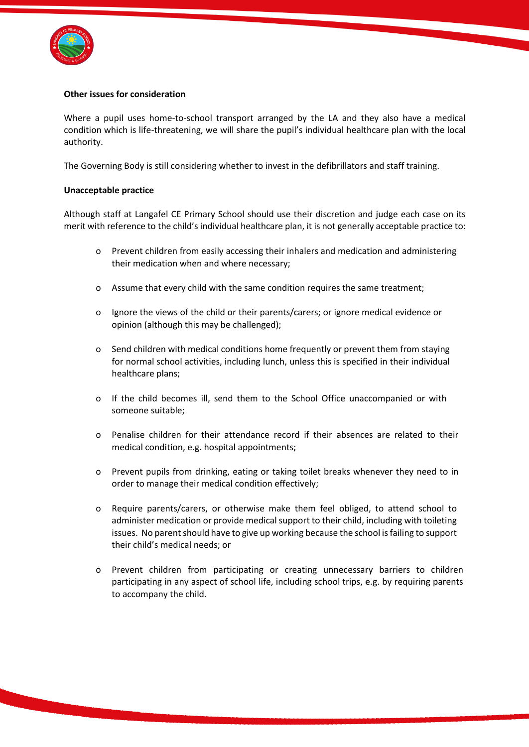**Other issues for consideration**

Where a pupil uses home-to-school transport arranged by the LA and they also have a medical condition which is life-threatening, we will share the pupil's individual healthcare plan with the local authority.

The Governing Body is still considering whether to invest in the defibrillators and staff training.

**Unacceptable practice**

Although staff at Langafel CE Primary School should use their discretion and judge each case on its merit with reference to the child's individual healthcare plan, it is not generally acceptable practice to:

- Prevent children from easily accessing their inhalers and medication and administering their medication when and where necessary;
- Assume that every child with the same condition requires the same treatment;
- Ignore the views of the child or their parents/carers; or ignore medical evidence or opinion (although this may be challenged);
- Send children with medical conditions home frequently or prevent them from staying for normal school activities, including lunch, unless this is specified in their individual healthcare plans;
- If the child becomes ill, send them to the School Office unaccompanied or with someone suitable;
- Penalise children for their attendance record if their absences are related to their medical condition, e.g. hospital appointments;
- Prevent pupils from drinking, eating or taking toilet breaks whenever they need to in order to manage their medical condition effectively;
- Require parents/carers, or otherwise make them feel obliged, to attend school to administer medication or provide medical support to their child, including with toileting issues. No parent should have to give up working because the school is failing to support their child's medical needs; or
- Prevent children from participating or creating unnecessary barriers to children participating in any aspect of school life, including school trips, e.g. by requiring parents to accompany the child.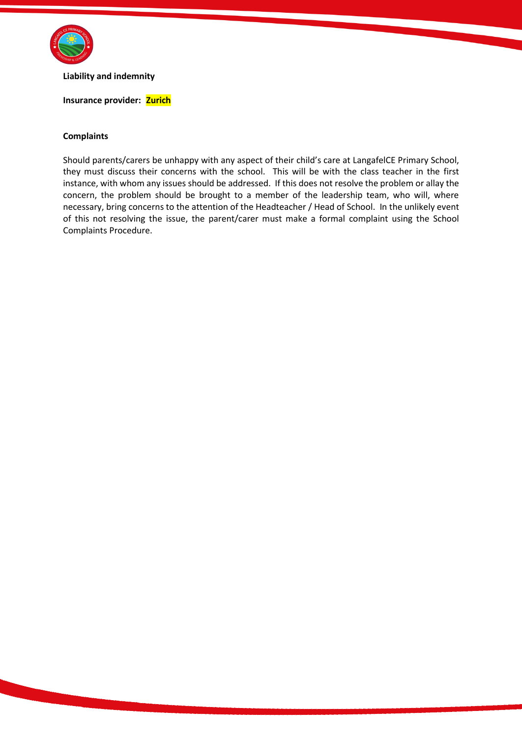**Liability and indemnity**

**Insurance provider: Zurich**

**Complaints**

Should parents/carers be unhappy with any aspect of their child's care at LangafelCE Primary School, they must discuss their concerns with the school. This will be with the class teacher in the first instance, with whom any issues should be addressed. If this does not resolve the problem or allay the concern, the problem should be brought to a member of the leadership team, who will, where necessary, bring concerns to the attention of the Headteacher / Head of School. In the unlikely event of this not resolving the issue, the parent/carer must make a formal complaint using the School Complaints Procedure.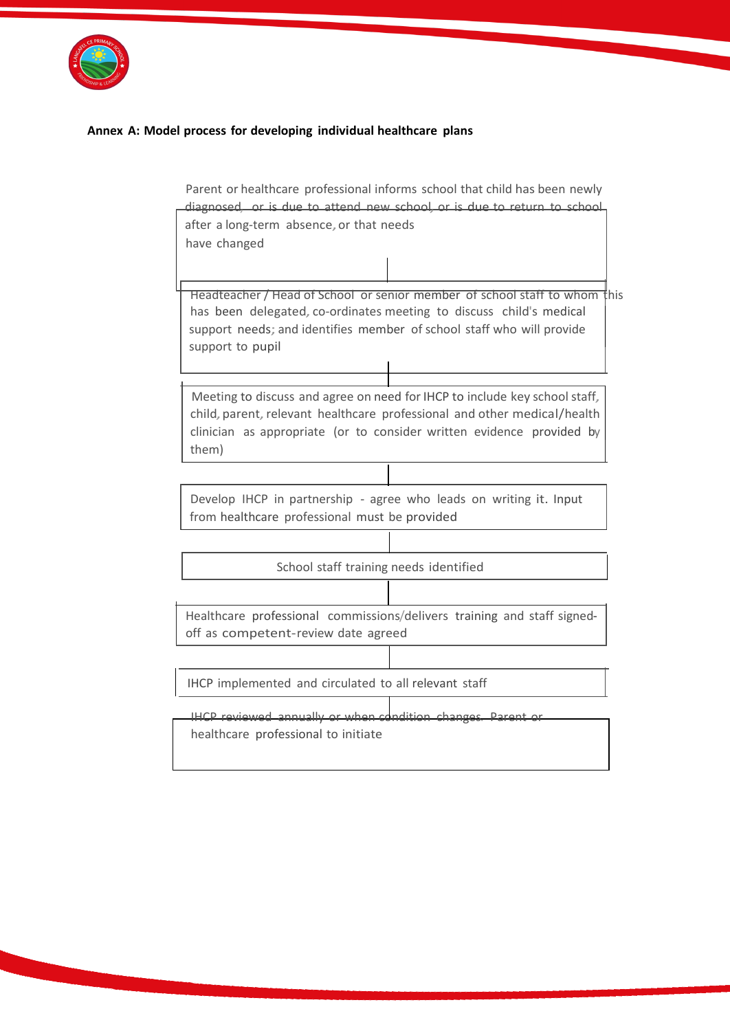**Annex A: Model process for developing individual healthcare plans**

Parent or healthcare professional informs school that child has been newly diagnosed, or is due to attend new school, or is due to return to school after a long-term absence, or that needs have changed

Headteacher / Head of School or senior member of school staff to whom this has been delegated, co-ordinates meeting to discuss child's medical support needs; and identifies member of school staff who will provide support to pupil

Meeting to discuss and agree on need for IHCP to include key school staff, child, parent, relevant healthcare professional and other medical/health clinician as appropriate (or to consider written evidence provided by them)

Develop IHCP in partnership - agree who leads on writing it. Input from healthcare professional must be provided

School staff training needs identified

Healthcare professional commissions/delivers training and staff signed-off as competent-review date agreed

IHCP implemented and circulated to all relevant staff

IHCP reviewed annually or when condition changes. Parent or healthcare professional to initiate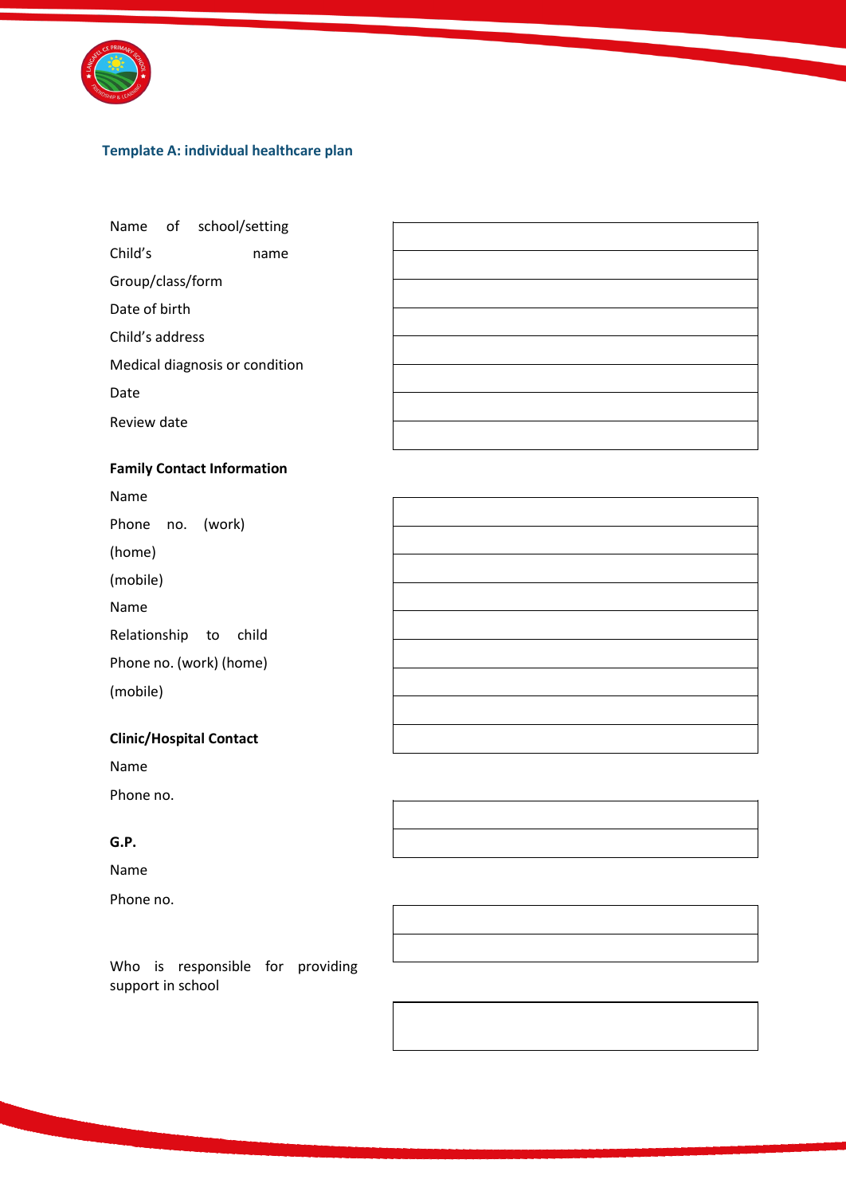### Template A: individual healthcare plan

| | |
|---|---|
| Name of school/setting | |
| Child's name | |
| Group/class/form | |
| Date of birth | |
| Child's address | |
| Medical diagnosis or condition | |
| Date | |
| Review date | |

**Family Contact Information**

| | |
|---|---|
| Name | |
| Phone no. (work) | |
| (home) | |
| (mobile) | |
| Name | |
| Relationship to child | |
| Phone no. (work) (home) | |
| (mobile) | |
| | |

**Clinic/Hospital Contact**

| | |
|---|---|
| Name | |
| Phone no. | |

**G.P.**

| | |
|---|---|
| Name | |
| Phone no. | |

| | |
|---|---|
| Who is responsible for providing support in school | |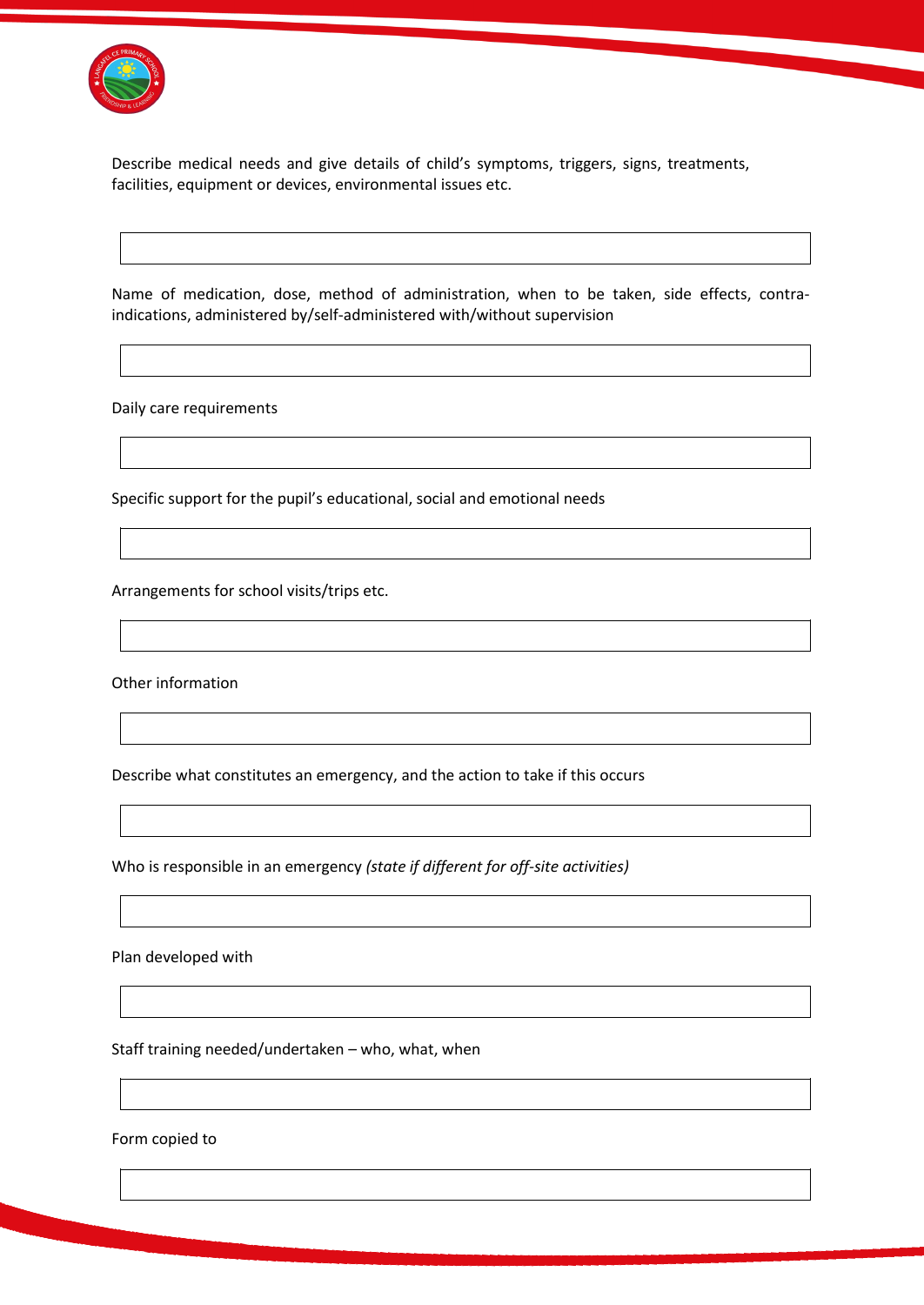Describe medical needs and give details of child's symptoms, triggers, signs, treatments, facilities, equipment or devices, environmental issues etc.

| |
|---|
| |

Name of medication, dose, method of administration, when to be taken, side effects, contra-indications, administered by/self-administered with/without supervision

| |
|---|
| |

Daily care requirements

| |
|---|
| |

Specific support for the pupil's educational, social and emotional needs

| |
|---|
| |

Arrangements for school visits/trips etc.

| |
|---|
| |

Other information

| |
|---|
| |

Describe what constitutes an emergency, and the action to take if this occurs

| |
|---|
| |

Who is responsible in an emergency *(state if different for off-site activities)*

| |
|---|
| |

Plan developed with

| |
|---|
| |

Staff training needed/undertaken – who, what, when

| |
|---|
| |

Form copied to

| |
|---|
| |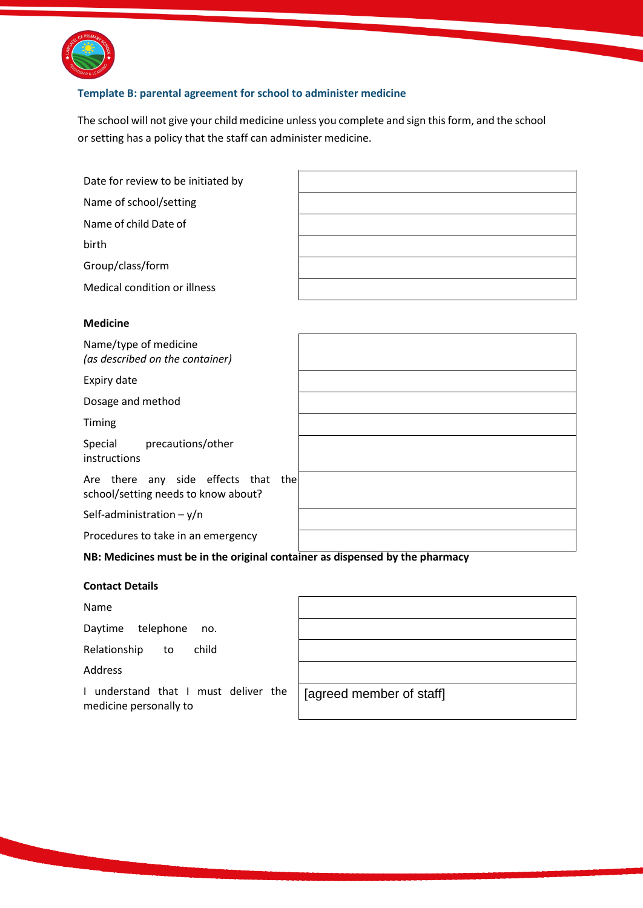### Template B: parental agreement for school to administer medicine

The school will not give your child medicine unless you complete and sign this form, and the school or setting has a policy that the staff can administer medicine.

| | |
|---|---|
| Date for review to be initiated by | |
| Name of school/setting | |
| Name of child | |
| Date of birth | |
| Group/class/form | |
| Medical condition or illness | |

**Medicine**

| | |
|---|---|
| Name/type of medicine *(as described on the container)* | |
| Expiry date | |
| Dosage and method | |
| Timing | |
| Special precautions/other instructions | |
| Are there any side effects that the school/setting needs to know about? | |
| Self-administration – y/n | |
| Procedures to take in an emergency | |

**NB: Medicines must be in the original container as dispensed by the pharmacy**

**Contact Details**

| | |
|---|---|
| Name | |
| Daytime telephone no. | |
| Relationship to child | |
| Address | |
| I understand that I must deliver the medicine personally to | [agreed member of staff] |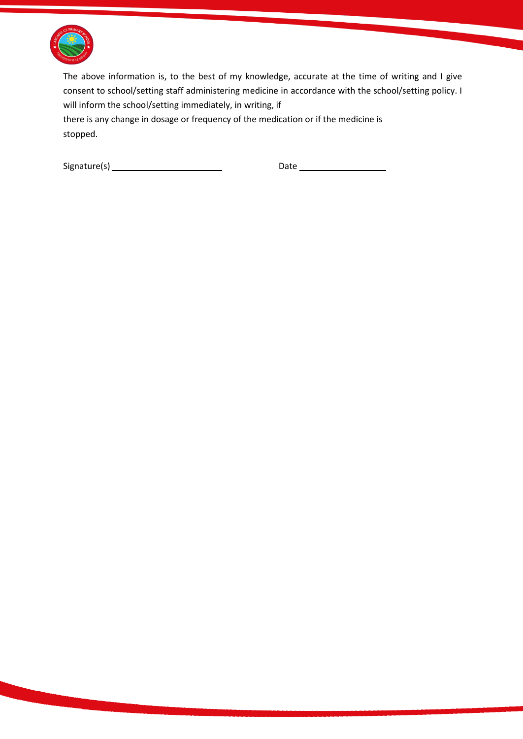The above information is, to the best of my knowledge, accurate at the time of writing and I give consent to school/setting staff administering medicine in accordance with the school/setting policy. I will inform the school/setting immediately, in writing, if
there is any change in dosage or frequency of the medication or if the medicine is stopped.

Signature(s) ______________________ Date __________________